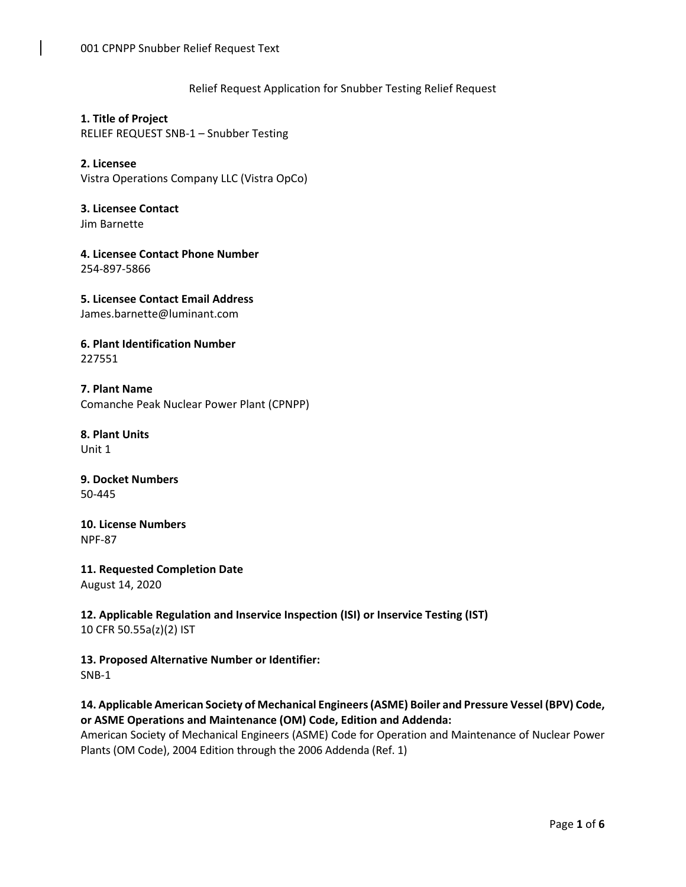001 CPNPP Snubber Relief Request Text

Relief Request Application for Snubber Testing Relief Request

**1. Title of Project**
RELIEF REQUEST SNB-1 – Snubber Testing

**2. Licensee**
Vistra Operations Company LLC (Vistra OpCo)

**3. Licensee Contact**
Jim Barnette

**4. Licensee Contact Phone Number**
254-897-5866

**5. Licensee Contact Email Address**
James.barnette@luminant.com

**6. Plant Identification Number**
227551

**7. Plant Name**
Comanche Peak Nuclear Power Plant (CPNPP)

**8. Plant Units**
Unit 1

**9. Docket Numbers**
50-445

**10. License Numbers**
NPF-87

**11. Requested Completion Date**
August 14, 2020

**12. Applicable Regulation and Inservice Inspection (ISI) or Inservice Testing (IST)**
10 CFR 50.55a(z)(2) IST

**13. Proposed Alternative Number or Identifier:**
SNB-1

**14. Applicable American Society of Mechanical Engineers (ASME) Boiler and Pressure Vessel (BPV) Code, or ASME Operations and Maintenance (OM) Code, Edition and Addenda:**
American Society of Mechanical Engineers (ASME) Code for Operation and Maintenance of Nuclear Power Plants (OM Code), 2004 Edition through the 2006 Addenda (Ref. 1)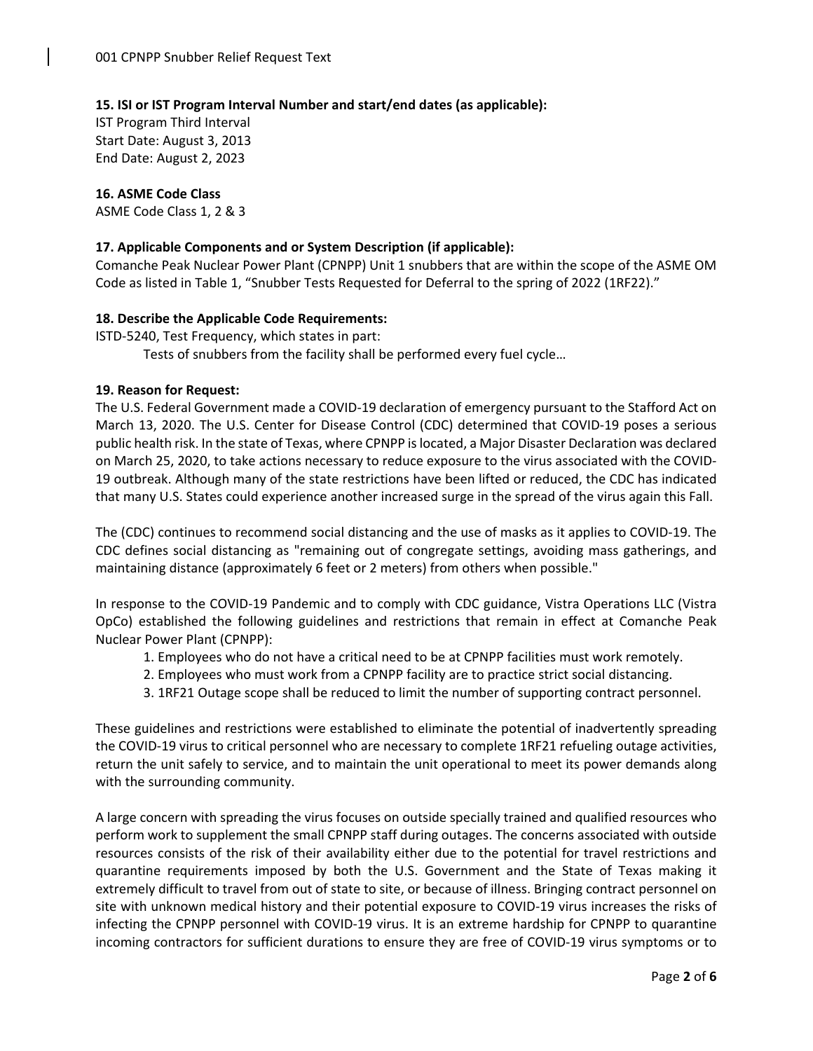**15. ISI or IST Program Interval Number and start/end dates (as applicable):**
IST Program Third Interval
Start Date: August 3, 2013
End Date: August 2, 2023

**16. ASME Code Class**
ASME Code Class 1, 2 & 3

**17. Applicable Components and or System Description (if applicable):**
Comanche Peak Nuclear Power Plant (CPNPP) Unit 1 snubbers that are within the scope of the ASME OM Code as listed in Table 1, "Snubber Tests Requested for Deferral to the spring of 2022 (1RF22)."

**18. Describe the Applicable Code Requirements:**
ISTD-5240, Test Frequency, which states in part:

> Tests of snubbers from the facility shall be performed every fuel cycle…

**19. Reason for Request:**
The U.S. Federal Government made a COVID-19 declaration of emergency pursuant to the Stafford Act on March 13, 2020. The U.S. Center for Disease Control (CDC) determined that COVID-19 poses a serious public health risk. In the state of Texas, where CPNPP is located, a Major Disaster Declaration was declared on March 25, 2020, to take actions necessary to reduce exposure to the virus associated with the COVID-19 outbreak. Although many of the state restrictions have been lifted or reduced, the CDC has indicated that many U.S. States could experience another increased surge in the spread of the virus again this Fall.

The (CDC) continues to recommend social distancing and the use of masks as it applies to COVID-19. The CDC defines social distancing as "remaining out of congregate settings, avoiding mass gatherings, and maintaining distance (approximately 6 feet or 2 meters) from others when possible."

In response to the COVID-19 Pandemic and to comply with CDC guidance, Vistra Operations LLC (Vistra OpCo) established the following guidelines and restrictions that remain in effect at Comanche Peak Nuclear Power Plant (CPNPP):

1. Employees who do not have a critical need to be at CPNPP facilities must work remotely.
2. Employees who must work from a CPNPP facility are to practice strict social distancing.
3. 1RF21 Outage scope shall be reduced to limit the number of supporting contract personnel.

These guidelines and restrictions were established to eliminate the potential of inadvertently spreading the COVID-19 virus to critical personnel who are necessary to complete 1RF21 refueling outage activities, return the unit safely to service, and to maintain the unit operational to meet its power demands along with the surrounding community.

A large concern with spreading the virus focuses on outside specially trained and qualified resources who perform work to supplement the small CPNPP staff during outages. The concerns associated with outside resources consists of the risk of their availability either due to the potential for travel restrictions and quarantine requirements imposed by both the U.S. Government and the State of Texas making it extremely difficult to travel from out of state to site, or because of illness. Bringing contract personnel on site with unknown medical history and their potential exposure to COVID-19 virus increases the risks of infecting the CPNPP personnel with COVID-19 virus. It is an extreme hardship for CPNPP to quarantine incoming contractors for sufficient durations to ensure they are free of COVID-19 virus symptoms or to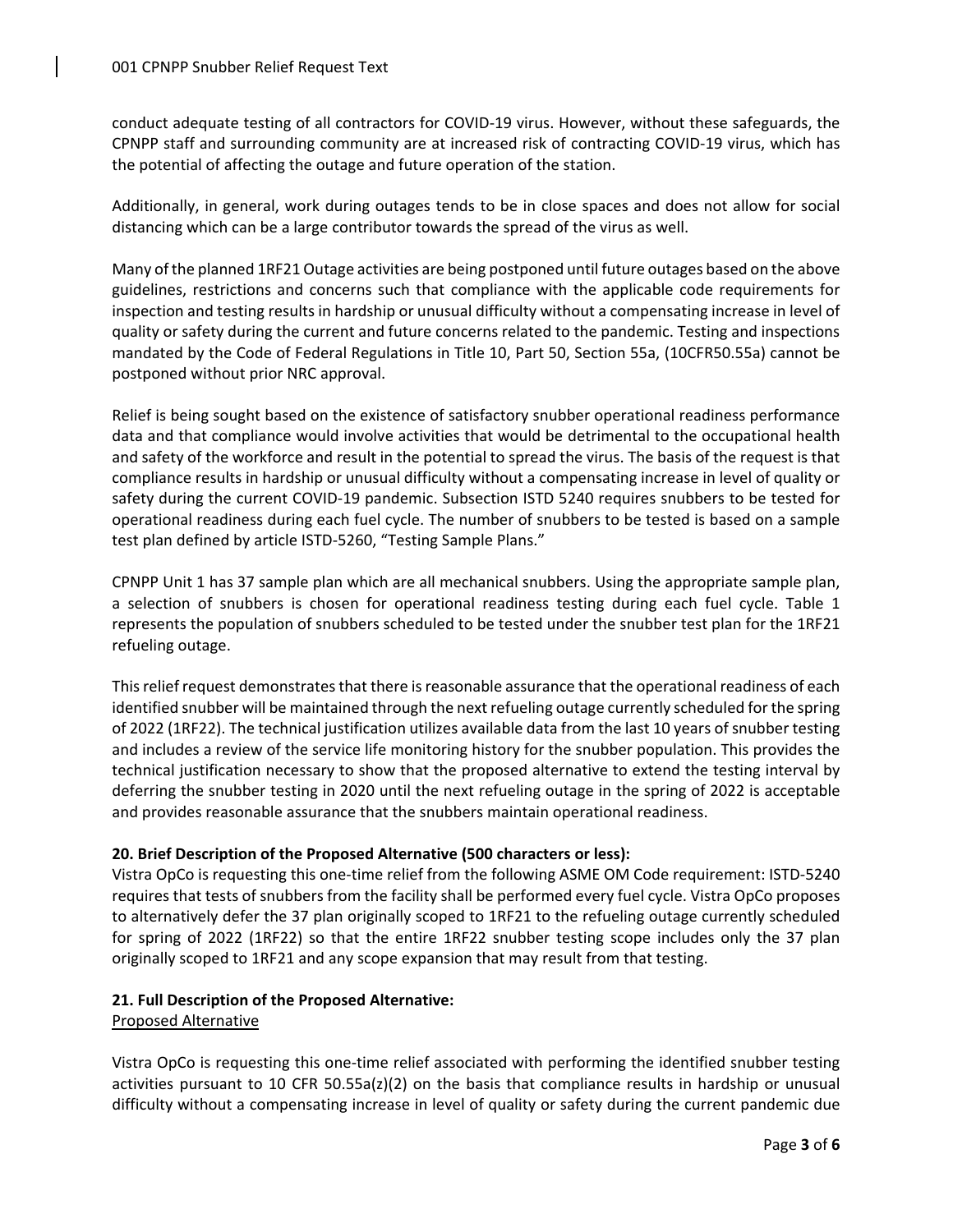conduct adequate testing of all contractors for COVID-19 virus. However, without these safeguards, the CPNPP staff and surrounding community are at increased risk of contracting COVID-19 virus, which has the potential of affecting the outage and future operation of the station.

Additionally, in general, work during outages tends to be in close spaces and does not allow for social distancing which can be a large contributor towards the spread of the virus as well.

Many of the planned 1RF21 Outage activities are being postponed until future outages based on the above guidelines, restrictions and concerns such that compliance with the applicable code requirements for inspection and testing results in hardship or unusual difficulty without a compensating increase in level of quality or safety during the current and future concerns related to the pandemic. Testing and inspections mandated by the Code of Federal Regulations in Title 10, Part 50, Section 55a, (10CFR50.55a) cannot be postponed without prior NRC approval.

Relief is being sought based on the existence of satisfactory snubber operational readiness performance data and that compliance would involve activities that would be detrimental to the occupational health and safety of the workforce and result in the potential to spread the virus. The basis of the request is that compliance results in hardship or unusual difficulty without a compensating increase in level of quality or safety during the current COVID-19 pandemic. Subsection ISTD 5240 requires snubbers to be tested for operational readiness during each fuel cycle. The number of snubbers to be tested is based on a sample test plan defined by article ISTD-5260, "Testing Sample Plans."

CPNPP Unit 1 has 37 sample plan which are all mechanical snubbers. Using the appropriate sample plan, a selection of snubbers is chosen for operational readiness testing during each fuel cycle. Table 1 represents the population of snubbers scheduled to be tested under the snubber test plan for the 1RF21 refueling outage.

This relief request demonstrates that there is reasonable assurance that the operational readiness of each identified snubber will be maintained through the next refueling outage currently scheduled for the spring of 2022 (1RF22). The technical justification utilizes available data from the last 10 years of snubber testing and includes a review of the service life monitoring history for the snubber population. This provides the technical justification necessary to show that the proposed alternative to extend the testing interval by deferring the snubber testing in 2020 until the next refueling outage in the spring of 2022 is acceptable and provides reasonable assurance that the snubbers maintain operational readiness.

**20. Brief Description of the Proposed Alternative (500 characters or less):**

Vistra OpCo is requesting this one-time relief from the following ASME OM Code requirement: ISTD-5240 requires that tests of snubbers from the facility shall be performed every fuel cycle. Vistra OpCo proposes to alternatively defer the 37 plan originally scoped to 1RF21 to the refueling outage currently scheduled for spring of 2022 (1RF22) so that the entire 1RF22 snubber testing scope includes only the 37 plan originally scoped to 1RF21 and any scope expansion that may result from that testing.

**21. Full Description of the Proposed Alternative:**

Proposed Alternative

Vistra OpCo is requesting this one-time relief associated with performing the identified snubber testing activities pursuant to 10 CFR 50.55a(z)(2) on the basis that compliance results in hardship or unusual difficulty without a compensating increase in level of quality or safety during the current pandemic due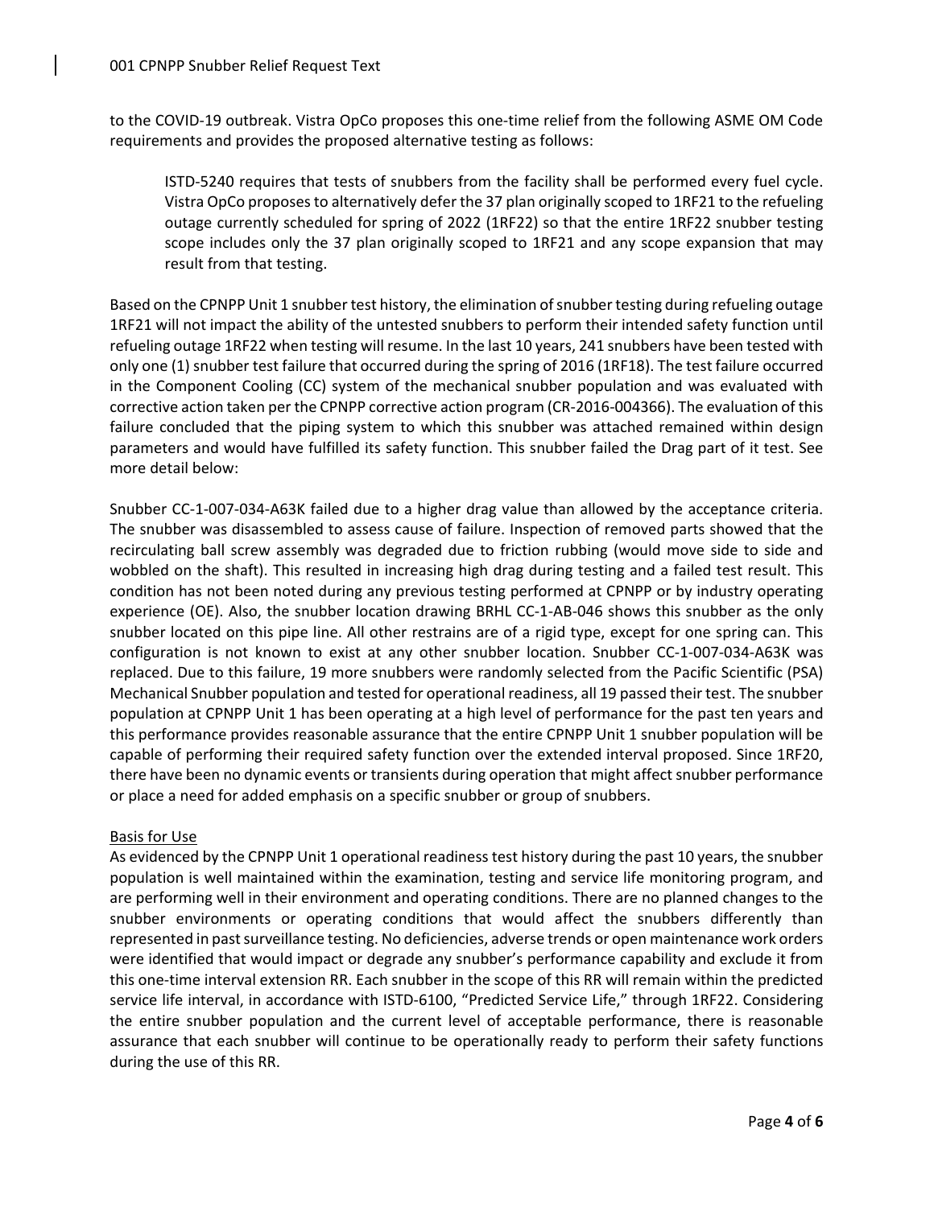to the COVID-19 outbreak. Vistra OpCo proposes this one-time relief from the following ASME OM Code requirements and provides the proposed alternative testing as follows:

> ISTD-5240 requires that tests of snubbers from the facility shall be performed every fuel cycle. Vistra OpCo proposes to alternatively defer the 37 plan originally scoped to 1RF21 to the refueling outage currently scheduled for spring of 2022 (1RF22) so that the entire 1RF22 snubber testing scope includes only the 37 plan originally scoped to 1RF21 and any scope expansion that may result from that testing.

Based on the CPNPP Unit 1 snubber test history, the elimination of snubber testing during refueling outage 1RF21 will not impact the ability of the untested snubbers to perform their intended safety function until refueling outage 1RF22 when testing will resume. In the last 10 years, 241 snubbers have been tested with only one (1) snubber test failure that occurred during the spring of 2016 (1RF18). The test failure occurred in the Component Cooling (CC) system of the mechanical snubber population and was evaluated with corrective action taken per the CPNPP corrective action program (CR-2016-004366). The evaluation of this failure concluded that the piping system to which this snubber was attached remained within design parameters and would have fulfilled its safety function. This snubber failed the Drag part of it test. See more detail below:

Snubber CC-1-007-034-A63K failed due to a higher drag value than allowed by the acceptance criteria. The snubber was disassembled to assess cause of failure. Inspection of removed parts showed that the recirculating ball screw assembly was degraded due to friction rubbing (would move side to side and wobbled on the shaft). This resulted in increasing high drag during testing and a failed test result. This condition has not been noted during any previous testing performed at CPNPP or by industry operating experience (OE). Also, the snubber location drawing BRHL CC-1-AB-046 shows this snubber as the only snubber located on this pipe line. All other restrains are of a rigid type, except for one spring can. This configuration is not known to exist at any other snubber location. Snubber CC-1-007-034-A63K was replaced. Due to this failure, 19 more snubbers were randomly selected from the Pacific Scientific (PSA) Mechanical Snubber population and tested for operational readiness, all 19 passed their test. The snubber population at CPNPP Unit 1 has been operating at a high level of performance for the past ten years and this performance provides reasonable assurance that the entire CPNPP Unit 1 snubber population will be capable of performing their required safety function over the extended interval proposed. Since 1RF20, there have been no dynamic events or transients during operation that might affect snubber performance or place a need for added emphasis on a specific snubber or group of snubbers.

Basis for Use

As evidenced by the CPNPP Unit 1 operational readiness test history during the past 10 years, the snubber population is well maintained within the examination, testing and service life monitoring program, and are performing well in their environment and operating conditions. There are no planned changes to the snubber environments or operating conditions that would affect the snubbers differently than represented in past surveillance testing. No deficiencies, adverse trends or open maintenance work orders were identified that would impact or degrade any snubber's performance capability and exclude it from this one-time interval extension RR. Each snubber in the scope of this RR will remain within the predicted service life interval, in accordance with ISTD-6100, "Predicted Service Life," through 1RF22. Considering the entire snubber population and the current level of acceptable performance, there is reasonable assurance that each snubber will continue to be operationally ready to perform their safety functions during the use of this RR.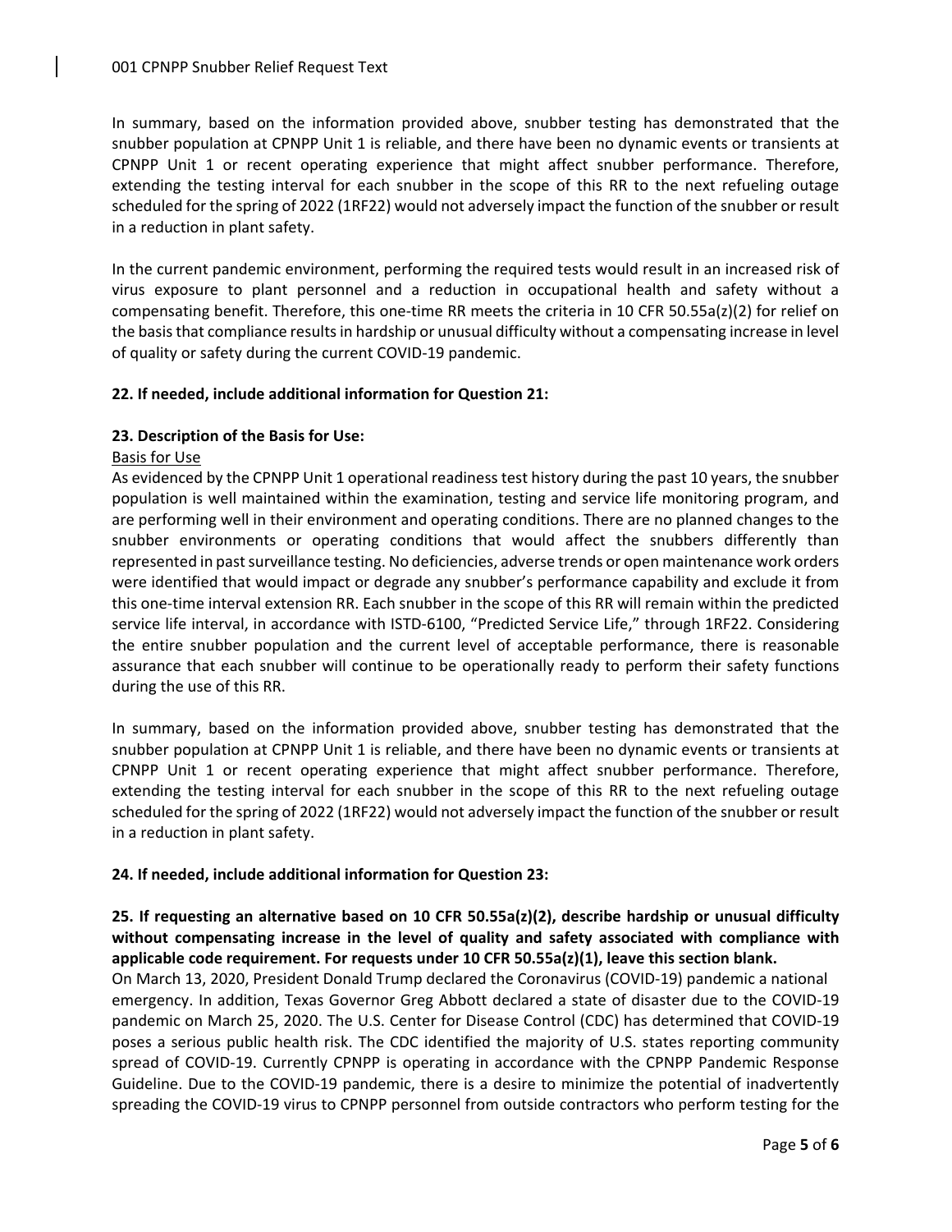In summary, based on the information provided above, snubber testing has demonstrated that the snubber population at CPNPP Unit 1 is reliable, and there have been no dynamic events or transients at CPNPP Unit 1 or recent operating experience that might affect snubber performance. Therefore, extending the testing interval for each snubber in the scope of this RR to the next refueling outage scheduled for the spring of 2022 (1RF22) would not adversely impact the function of the snubber or result in a reduction in plant safety.

In the current pandemic environment, performing the required tests would result in an increased risk of virus exposure to plant personnel and a reduction in occupational health and safety without a compensating benefit. Therefore, this one-time RR meets the criteria in 10 CFR 50.55a(z)(2) for relief on the basis that compliance results in hardship or unusual difficulty without a compensating increase in level of quality or safety during the current COVID-19 pandemic.

**22. If needed, include additional information for Question 21:**

**23. Description of the Basis for Use:**

Basis for Use

As evidenced by the CPNPP Unit 1 operational readiness test history during the past 10 years, the snubber population is well maintained within the examination, testing and service life monitoring program, and are performing well in their environment and operating conditions. There are no planned changes to the snubber environments or operating conditions that would affect the snubbers differently than represented in past surveillance testing. No deficiencies, adverse trends or open maintenance work orders were identified that would impact or degrade any snubber's performance capability and exclude it from this one-time interval extension RR. Each snubber in the scope of this RR will remain within the predicted service life interval, in accordance with ISTD-6100, "Predicted Service Life," through 1RF22. Considering the entire snubber population and the current level of acceptable performance, there is reasonable assurance that each snubber will continue to be operationally ready to perform their safety functions during the use of this RR.

In summary, based on the information provided above, snubber testing has demonstrated that the snubber population at CPNPP Unit 1 is reliable, and there have been no dynamic events or transients at CPNPP Unit 1 or recent operating experience that might affect snubber performance. Therefore, extending the testing interval for each snubber in the scope of this RR to the next refueling outage scheduled for the spring of 2022 (1RF22) would not adversely impact the function of the snubber or result in a reduction in plant safety.

**24. If needed, include additional information for Question 23:**

**25. If requesting an alternative based on 10 CFR 50.55a(z)(2), describe hardship or unusual difficulty without compensating increase in the level of quality and safety associated with compliance with applicable code requirement. For requests under 10 CFR 50.55a(z)(1), leave this section blank.**

On March 13, 2020, President Donald Trump declared the Coronavirus (COVID-19) pandemic a national emergency. In addition, Texas Governor Greg Abbott declared a state of disaster due to the COVID-19 pandemic on March 25, 2020. The U.S. Center for Disease Control (CDC) has determined that COVID-19 poses a serious public health risk. The CDC identified the majority of U.S. states reporting community spread of COVID-19. Currently CPNPP is operating in accordance with the CPNPP Pandemic Response Guideline. Due to the COVID-19 pandemic, there is a desire to minimize the potential of inadvertently spreading the COVID-19 virus to CPNPP personnel from outside contractors who perform testing for the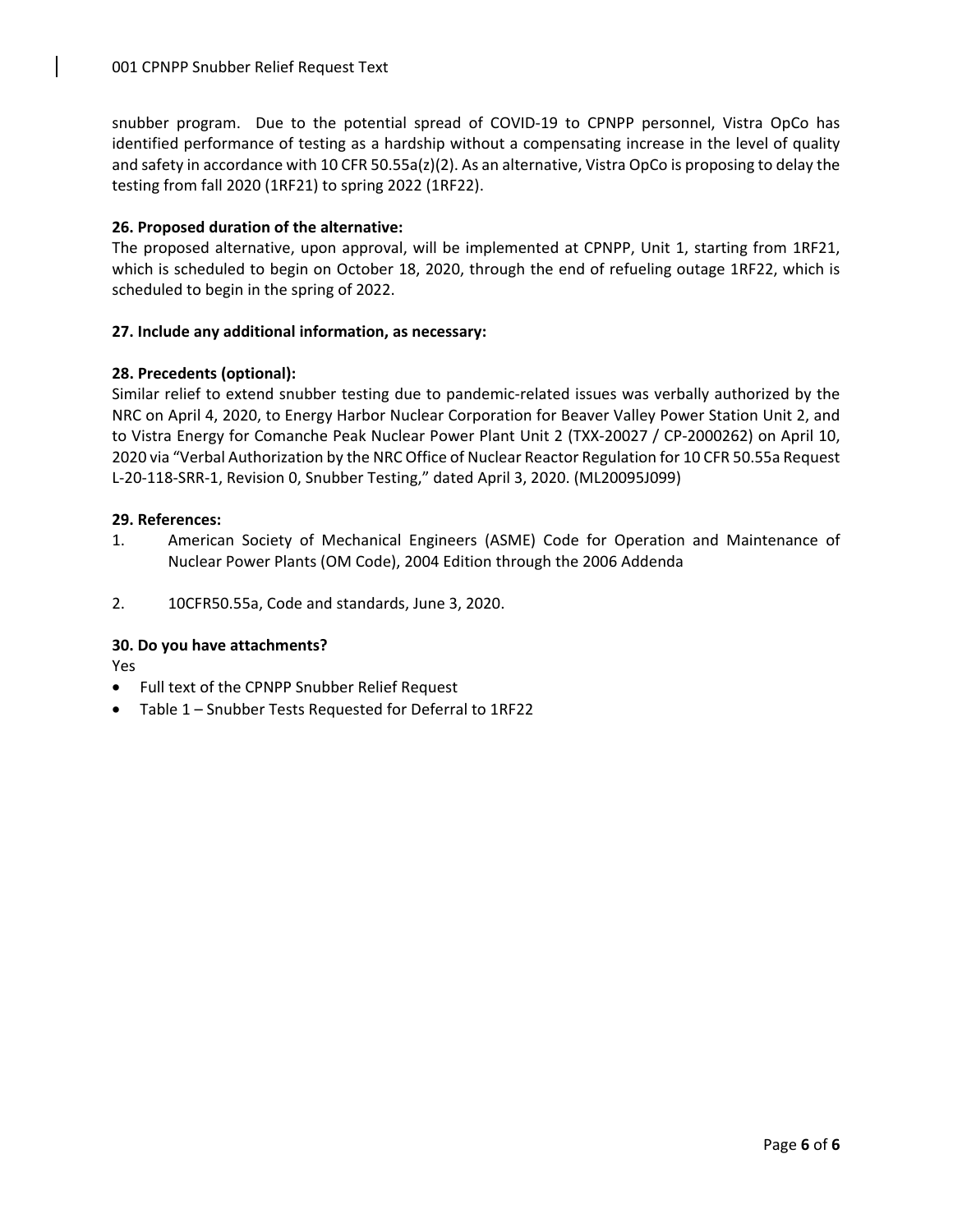snubber program. Due to the potential spread of COVID-19 to CPNPP personnel, Vistra OpCo has identified performance of testing as a hardship without a compensating increase in the level of quality and safety in accordance with 10 CFR 50.55a(z)(2). As an alternative, Vistra OpCo is proposing to delay the testing from fall 2020 (1RF21) to spring 2022 (1RF22).

**26. Proposed duration of the alternative:**

The proposed alternative, upon approval, will be implemented at CPNPP, Unit 1, starting from 1RF21, which is scheduled to begin on October 18, 2020, through the end of refueling outage 1RF22, which is scheduled to begin in the spring of 2022.

**27. Include any additional information, as necessary:**

**28. Precedents (optional):**

Similar relief to extend snubber testing due to pandemic-related issues was verbally authorized by the NRC on April 4, 2020, to Energy Harbor Nuclear Corporation for Beaver Valley Power Station Unit 2, and to Vistra Energy for Comanche Peak Nuclear Power Plant Unit 2 (TXX-20027 / CP-2000262) on April 10, 2020 via "Verbal Authorization by the NRC Office of Nuclear Reactor Regulation for 10 CFR 50.55a Request L-20-118-SRR-1, Revision 0, Snubber Testing," dated April 3, 2020. (ML20095J099)

**29. References:**

1. American Society of Mechanical Engineers (ASME) Code for Operation and Maintenance of Nuclear Power Plants (OM Code), 2004 Edition through the 2006 Addenda
2. 10CFR50.55a, Code and standards, June 3, 2020.

**30. Do you have attachments?**

Yes

- Full text of the CPNPP Snubber Relief Request
- Table 1 – Snubber Tests Requested for Deferral to 1RF22